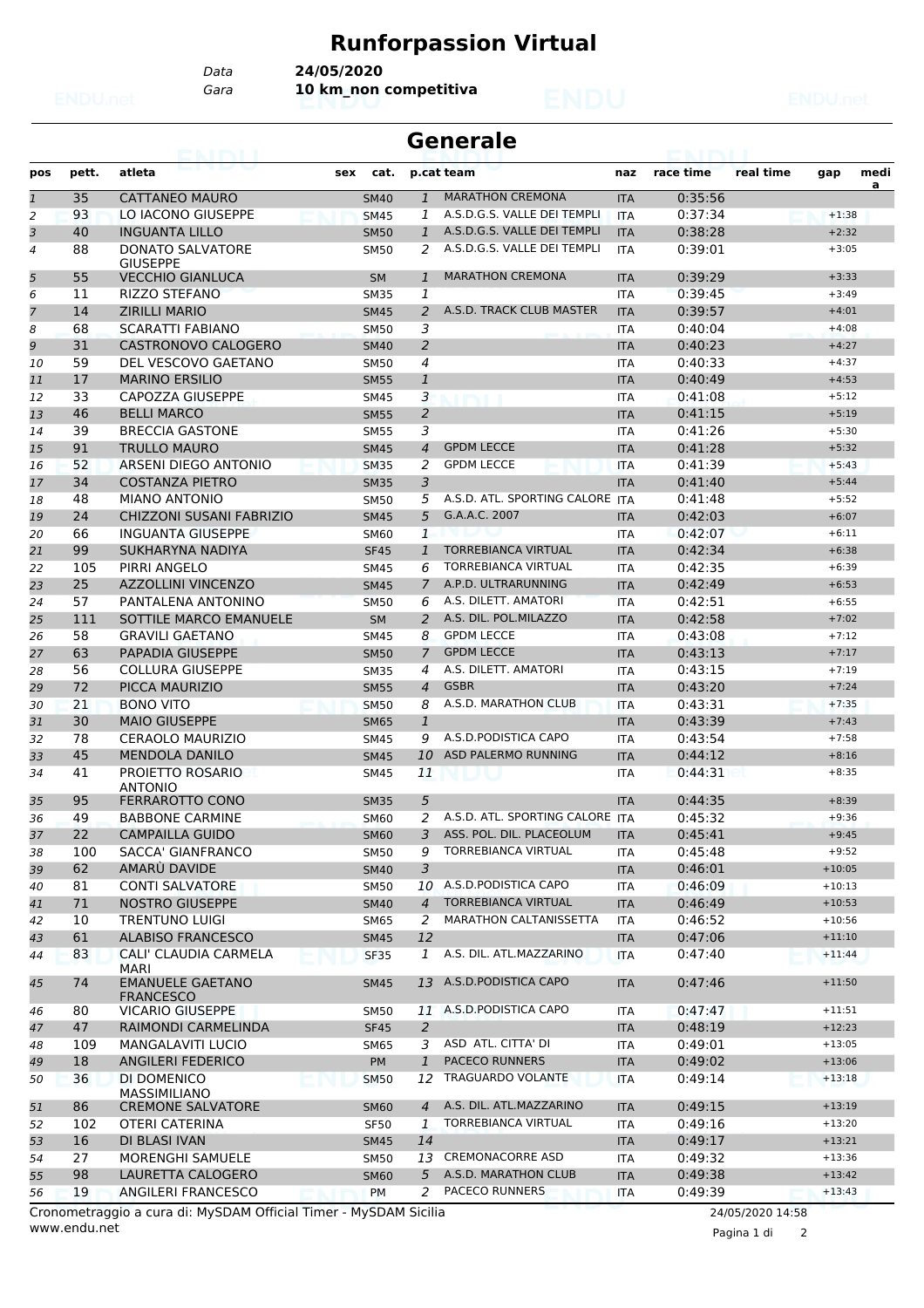# Runforpassion Virtual

Data **24/05/2020**
Gara **10 km_non competitiva**

## Generale

| pos | pett. | atleta | sex | cat. | p.cat | team | naz | race time | real time | gap | media |
|---|---|---|---|---|---|---|---|---|---|---|---|
| 1 | 35 | CATTANEO MAURO | | SM40 | 1 | MARATHON CREMONA | ITA | 0:35:56 | | | |
| 2 | 93 | LO IACONO GIUSEPPE | | SM45 | 1 | A.S.D.G.S. VALLE DEI TEMPLI | ITA | 0:37:34 | | +1:38 | |
| 3 | 40 | INGUANTA LILLO | | SM50 | 1 | A.S.D.G.S. VALLE DEI TEMPLI | ITA | 0:38:28 | | +2:32 | |
| 4 | 88 | DONATO SALVATORE GIUSEPPE | | SM50 | 2 | A.S.D.G.S. VALLE DEI TEMPLI | ITA | 0:39:01 | | +3:05 | |
| 5 | 55 | VECCHIO GIANLUCA | | SM | 1 | MARATHON CREMONA | ITA | 0:39:29 | | +3:33 | |
| 6 | 11 | RIZZO STEFANO | | SM35 | 1 | | ITA | 0:39:45 | | +3:49 | |
| 7 | 14 | ZIRILLI MARIO | | SM45 | 2 | A.S.D. TRACK CLUB MASTER | ITA | 0:39:57 | | +4:01 | |
| 8 | 68 | SCARATTI FABIANO | | SM50 | 3 | | ITA | 0:40:04 | | +4:08 | |
| 9 | 31 | CASTRONOVO CALOGERO | | SM40 | 2 | | ITA | 0:40:23 | | +4:27 | |
| 10 | 59 | DEL VESCOVO GAETANO | | SM50 | 4 | | ITA | 0:40:33 | | +4:37 | |
| 11 | 17 | MARINO ERSILIO | | SM55 | 1 | | ITA | 0:40:49 | | +4:53 | |
| 12 | 33 | CAPOZZA GIUSEPPE | | SM45 | 3 | | ITA | 0:41:08 | | +5:12 | |
| 13 | 46 | BELLI MARCO | | SM55 | 2 | | ITA | 0:41:15 | | +5:19 | |
| 14 | 39 | BRECCIA GASTONE | | SM55 | 3 | | ITA | 0:41:26 | | +5:30 | |
| 15 | 91 | TRULLO MAURO | | SM45 | 4 | GPDM LECCE | ITA | 0:41:28 | | +5:32 | |
| 16 | 52 | ARSENI DIEGO ANTONIO | | SM35 | 2 | GPDM LECCE | ITA | 0:41:39 | | +5:43 | |
| 17 | 34 | COSTANZA PIETRO | | SM35 | 3 | | ITA | 0:41:40 | | +5:44 | |
| 18 | 48 | MIANO ANTONIO | | SM50 | 5 | A.S.D. ATL. SPORTING CALORE | ITA | 0:41:48 | | +5:52 | |
| 19 | 24 | CHIZZONI SUSANI FABRIZIO | | SM45 | 5 | G.A.A.C. 2007 | ITA | 0:42:03 | | +6:07 | |
| 20 | 66 | INGUANTA GIUSEPPE | | SM60 | 1 | | ITA | 0:42:07 | | +6:11 | |
| 21 | 99 | SUKHARYNA NADIYA | | SF45 | 1 | TORREBIANCA VIRTUAL | ITA | 0:42:34 | | +6:38 | |
| 22 | 105 | PIRRI ANGELO | | SM45 | 6 | TORREBIANCA VIRTUAL | ITA | 0:42:35 | | +6:39 | |
| 23 | 25 | AZZOLLINI VINCENZO | | SM45 | 7 | A.P.D. ULTRARUNNING | ITA | 0:42:49 | | +6:53 | |
| 24 | 57 | PANTALENA ANTONINO | | SM50 | 6 | A.S. DILETT. AMATORI | ITA | 0:42:51 | | +6:55 | |
| 25 | 111 | SOTTILE MARCO EMANUELE | | SM | 2 | A.S. DIL. POL.MILAZZO | ITA | 0:42:58 | | +7:02 | |
| 26 | 58 | GRAVILI GAETANO | | SM45 | 8 | GPDM LECCE | ITA | 0:43:08 | | +7:12 | |
| 27 | 63 | PAPADIA GIUSEPPE | | SM50 | 7 | GPDM LECCE | ITA | 0:43:13 | | +7:17 | |
| 28 | 56 | COLLURA GIUSEPPE | | SM35 | 4 | A.S. DILETT. AMATORI | ITA | 0:43:15 | | +7:19 | |
| 29 | 72 | PICCA MAURIZIO | | SM55 | 4 | GSBR | ITA | 0:43:20 | | +7:24 | |
| 30 | 21 | BONO VITO | | SM50 | 8 | A.S.D. MARATHON CLUB | ITA | 0:43:31 | | +7:35 | |
| 31 | 30 | MAIO GIUSEPPE | | SM65 | 1 | | ITA | 0:43:39 | | +7:43 | |
| 32 | 78 | CERAOLO MAURIZIO | | SM45 | 9 | A.S.D.PODISTICA CAPO | ITA | 0:43:54 | | +7:58 | |
| 33 | 45 | MENDOLA DANILO | | SM45 | 10 | ASD PALERMO RUNNING | ITA | 0:44:12 | | +8:16 | |
| 34 | 41 | PROIETTO ROSARIO ANTONIO | | SM45 | 11 | | ITA | 0:44:31 | | +8:35 | |
| 35 | 95 | FERRAROTTO CONO | | SM35 | 5 | | ITA | 0:44:35 | | +8:39 | |
| 36 | 49 | BABBONE CARMINE | | SM60 | 2 | A.S.D. ATL. SPORTING CALORE | ITA | 0:45:32 | | +9:36 | |
| 37 | 22 | CAMPAILLA GUIDO | | SM60 | 3 | ASS. POL. DIL. PLACEOLUM | ITA | 0:45:41 | | +9:45 | |
| 38 | 100 | SACCA' GIANFRANCO | | SM50 | 9 | TORREBIANCA VIRTUAL | ITA | 0:45:48 | | +9:52 | |
| 39 | 62 | AMARÙ DAVIDE | | SM40 | 3 | | ITA | 0:46:01 | | +10:05 | |
| 40 | 81 | CONTI SALVATORE | | SM50 | 10 | A.S.D.PODISTICA CAPO | ITA | 0:46:09 | | +10:13 | |
| 41 | 71 | NOSTRO GIUSEPPE | | SM40 | 4 | TORREBIANCA VIRTUAL | ITA | 0:46:49 | | +10:53 | |
| 42 | 10 | TRENTUNO LUIGI | | SM65 | 2 | MARATHON CALTANISSETTA | ITA | 0:46:52 | | +10:56 | |
| 43 | 61 | ALABISO FRANCESCO | | SM45 | 12 | | ITA | 0:47:06 | | +11:10 | |
| 44 | 83 | CALI' CLAUDIA CARMELA MARI | | SF35 | 1 | A.S. DIL. ATL.MAZZARINO | ITA | 0:47:40 | | +11:44 | |
| 45 | 74 | EMANUELE GAETANO FRANCESCO | | SM45 | 13 | A.S.D.PODISTICA CAPO | ITA | 0:47:46 | | +11:50 | |
| 46 | 80 | VICARIO GIUSEPPE | | SM50 | 11 | A.S.D.PODISTICA CAPO | ITA | 0:47:47 | | +11:51 | |
| 47 | 47 | RAIMONDI CARMELINDA | | SF45 | 2 | | ITA | 0:48:19 | | +12:23 | |
| 48 | 109 | MANGALAVITI LUCIO | | SM65 | 3 | ASD ATL. CITTA' DI | ITA | 0:49:01 | | +13:05 | |
| 49 | 18 | ANGILERI FEDERICO | | PM | 1 | PACECO RUNNERS | ITA | 0:49:02 | | +13:06 | |
| 50 | 36 | DI DOMENICO MASSIMILIANO | | SM50 | 12 | TRAGUARDO VOLANTE | ITA | 0:49:14 | | +13:18 | |
| 51 | 86 | CREMONE SALVATORE | | SM60 | 4 | A.S. DIL. ATL.MAZZARINO | ITA | 0:49:15 | | +13:19 | |
| 52 | 102 | OTERI CATERINA | | SF50 | 1 | TORREBIANCA VIRTUAL | ITA | 0:49:16 | | +13:20 | |
| 53 | 16 | DI BLASI IVAN | | SM45 | 14 | | ITA | 0:49:17 | | +13:21 | |
| 54 | 27 | MORENGHI SAMUELE | | SM50 | 13 | CREMONACORRE ASD | ITA | 0:49:32 | | +13:36 | |
| 55 | 98 | LAURETTA CALOGERO | | SM60 | 5 | A.S.D. MARATHON CLUB | ITA | 0:49:38 | | +13:42 | |
| 56 | 19 | ANGILERI FRANCESCO | | PM | 2 | PACECO RUNNERS | ITA | 0:49:39 | | +13:43 | |

Cronometraggio a cura di: MySDAM Official Timer - MySDAM Sicilia
www.endu.net

24/05/2020 14:58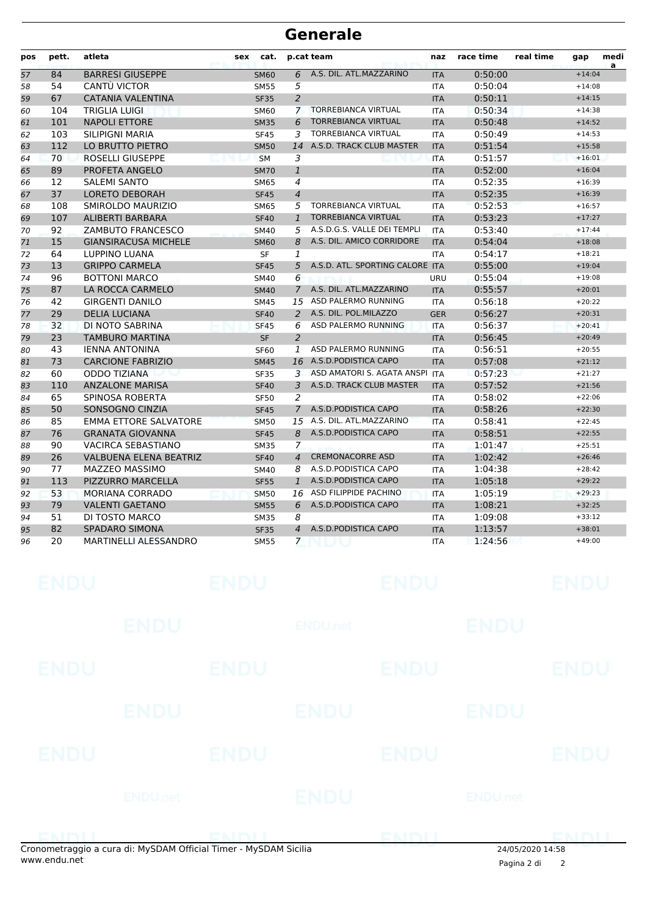# Generale

| pos | pett. | atleta | sex | cat. | p.cat | team | naz | race time | real time | gap | media |
|---|---|---|---|---|---|---|---|---|---|---|---|
| 57 | 84 | BARRESI GIUSEPPE | | SM60 | 6 | A.S. DIL. ATL.MAZZARINO | ITA | 0:50:00 | | +14:04 | |
| 58 | 54 | CANTÙ VICTOR | | SM55 | 5 | | ITA | 0:50:04 | | +14:08 | |
| 59 | 67 | CATANIA VALENTINA | | SF35 | 2 | | ITA | 0:50:11 | | +14:15 | |
| 60 | 104 | TRIGLIA LUIGI | | SM60 | 7 | TORREBIANCA VIRTUAL | ITA | 0:50:34 | | +14:38 | |
| 61 | 101 | NAPOLI ETTORE | | SM35 | 6 | TORREBIANCA VIRTUAL | ITA | 0:50:48 | | +14:52 | |
| 62 | 103 | SILIPIGNI MARIA | | SF45 | 3 | TORREBIANCA VIRTUAL | ITA | 0:50:49 | | +14:53 | |
| 63 | 112 | LO BRUTTO PIETRO | | SM50 | 14 | A.S.D. TRACK CLUB MASTER | ITA | 0:51:54 | | +15:58 | |
| 64 | 70 | ROSELLI GIUSEPPE | | SM | 3 | | ITA | 0:51:57 | | +16:01 | |
| 65 | 89 | PROFETA ANGELO | | SM70 | 1 | | ITA | 0:52:00 | | +16:04 | |
| 66 | 12 | SALEMI SANTO | | SM65 | 4 | | ITA | 0:52:35 | | +16:39 | |
| 67 | 37 | LORETO DEBORAH | | SF45 | 4 | | ITA | 0:52:35 | | +16:39 | |
| 68 | 108 | SMIROLDO MAURIZIO | | SM65 | 5 | TORREBIANCA VIRTUAL | ITA | 0:52:53 | | +16:57 | |
| 69 | 107 | ALIBERTI BARBARA | | SF40 | 1 | TORREBIANCA VIRTUAL | ITA | 0:53:23 | | +17:27 | |
| 70 | 92 | ZAMBUTO FRANCESCO | | SM40 | 5 | A.S.D.G.S. VALLE DEI TEMPLI | ITA | 0:53:40 | | +17:44 | |
| 71 | 15 | GIANSIRACUSA MICHELE | | SM60 | 8 | A.S. DIL. AMICO CORRIDORE | ITA | 0:54:04 | | +18:08 | |
| 72 | 64 | LUPPINO LUANA | | SF | 1 | | ITA | 0:54:17 | | +18:21 | |
| 73 | 13 | GRIPPO CARMELA | | SF45 | 5 | A.S.D. ATL. SPORTING CALORE | ITA | 0:55:00 | | +19:04 | |
| 74 | 96 | BOTTONI MARCO | | SM40 | 6 | | URU | 0:55:04 | | +19:08 | |
| 75 | 87 | LA ROCCA CARMELO | | SM40 | 7 | A.S. DIL. ATL.MAZZARINO | ITA | 0:55:57 | | +20:01 | |
| 76 | 42 | GIRGENTI DANILO | | SM45 | 15 | ASD PALERMO RUNNING | ITA | 0:56:18 | | +20:22 | |
| 77 | 29 | DELIA LUCIANA | | SF40 | 2 | A.S. DIL. POL.MILAZZO | GER | 0:56:27 | | +20:31 | |
| 78 | 32 | DI NOTO SABRINA | | SF45 | 6 | ASD PALERMO RUNNING | ITA | 0:56:37 | | +20:41 | |
| 79 | 23 | TAMBURO MARTINA | | SF | 2 | | ITA | 0:56:45 | | +20:49 | |
| 80 | 43 | IENNA ANTONINA | | SF60 | 1 | ASD PALERMO RUNNING | ITA | 0:56:51 | | +20:55 | |
| 81 | 73 | CARCIONE FABRIZIO | | SM45 | 16 | A.S.D.PODISTICA CAPO | ITA | 0:57:08 | | +21:12 | |
| 82 | 60 | ODDO TIZIANA | | SF35 | 3 | ASD AMATORI S. AGATA ANSPI | ITA | 0:57:23 | | +21:27 | |
| 83 | 110 | ANZALONE MARISA | | SF40 | 3 | A.S.D. TRACK CLUB MASTER | ITA | 0:57:52 | | +21:56 | |
| 84 | 65 | SPINOSA ROBERTA | | SF50 | 2 | | ITA | 0:58:02 | | +22:06 | |
| 85 | 50 | SONSOGNO CINZIA | | SF45 | 7 | A.S.D.PODISTICA CAPO | ITA | 0:58:26 | | +22:30 | |
| 86 | 85 | EMMA ETTORE SALVATORE | | SM50 | 15 | A.S. DIL. ATL.MAZZARINO | ITA | 0:58:41 | | +22:45 | |
| 87 | 76 | GRANATA GIOVANNA | | SF45 | 8 | A.S.D.PODISTICA CAPO | ITA | 0:58:51 | | +22:55 | |
| 88 | 90 | VACIRCA SEBASTIANO | | SM35 | 7 | | ITA | 1:01:47 | | +25:51 | |
| 89 | 26 | VALBUENA ELENA BEATRIZ | | SF40 | 4 | CREMONACORRE ASD | ITA | 1:02:42 | | +26:46 | |
| 90 | 77 | MAZZEO MASSIMO | | SM40 | 8 | A.S.D.PODISTICA CAPO | ITA | 1:04:38 | | +28:42 | |
| 91 | 113 | PIZZURRO MARCELLA | | SF55 | 1 | A.S.D.PODISTICA CAPO | ITA | 1:05:18 | | +29:22 | |
| 92 | 53 | MORIANA CORRADO | | SM50 | 16 | ASD FILIPPIDE PACHINO | ITA | 1:05:19 | | +29:23 | |
| 93 | 79 | VALENTI GAETANO | | SM55 | 6 | A.S.D.PODISTICA CAPO | ITA | 1:08:21 | | +32:25 | |
| 94 | 51 | DI TOSTO MARCO | | SM35 | 8 | | ITA | 1:09:08 | | +33:12 | |
| 95 | 82 | SPADARO SIMONA | | SF35 | 4 | A.S.D.PODISTICA CAPO | ITA | 1:13:57 | | +38:01 | |
| 96 | 20 | MARTINELLI ALESSANDRO | | SM55 | 7 | | ITA | 1:24:56 | | +49:00 | |

Cronometraggio a cura di: MySDAM Official Timer - MySDAM Sicilia
www.endu.net

24/05/2020 14:58